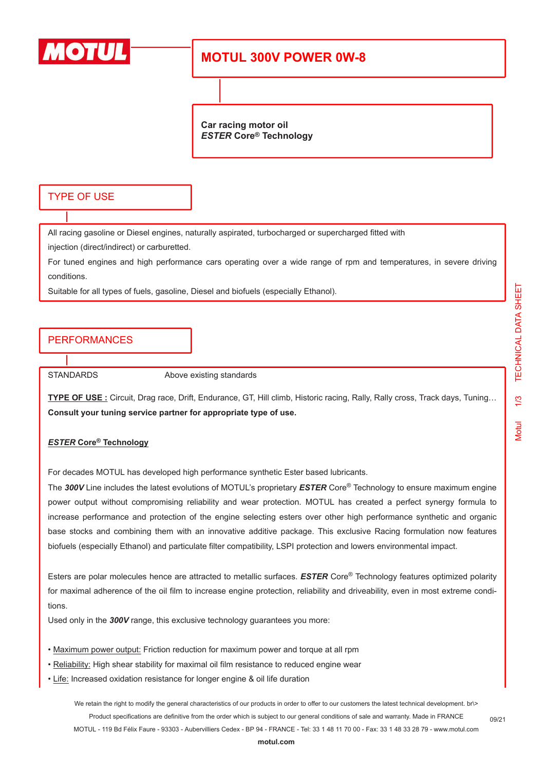# MOTUL 300V POWER 0W-8

**Car racing motor oil**
***ESTER* Core® Technology**

## TYPE OF USE

All racing gasoline or Diesel engines, naturally aspirated, turbocharged or supercharged fitted with injection (direct/indirect) or carburetted.

For tuned engines and high performance cars operating over a wide range of rpm and temperatures, in severe driving conditions.

Suitable for all types of fuels, gasoline, Diesel and biofuels (especially Ethanol).

## PERFORMANCES

STANDARDS Above existing standards

**TYPE OF USE :** Circuit, Drag race, Drift, Endurance, GT, Hill climb, Historic racing, Rally, Rally cross, Track days, Tuning…
**Consult your tuning service partner for appropriate type of use.**

***ESTER* Core® Technology**

For decades MOTUL has developed high performance synthetic Ester based lubricants.
The ***300V*** Line includes the latest evolutions of MOTUL's proprietary ***ESTER*** Core® Technology to ensure maximum engine power output without compromising reliability and wear protection. MOTUL has created a perfect synergy formula to increase performance and protection of the engine selecting esters over other high performance synthetic and organic base stocks and combining them with an innovative additive package. This exclusive Racing formulation now features biofuels (especially Ethanol) and particulate filter compatibility, LSPI protection and lowers environmental impact.

Esters are polar molecules hence are attracted to metallic surfaces. ***ESTER*** Core® Technology features optimized polarity for maximal adherence of the oil film to increase engine protection, reliability and driveability, even in most extreme conditions.
Used only in the ***300V*** range, this exclusive technology guarantees you more:

- Maximum power output: Friction reduction for maximum power and torque at all rpm
- Reliability: High shear stability for maximal oil film resistance to reduced engine wear
- Life: Increased oxidation resistance for longer engine & oil life duration

We retain the right to modify the general characteristics of our products in order to offer to our customers the latest technical development. br\>
Product specifications are definitive from the order which is subject to our general conditions of sale and warranty. Made in FRANCE
MOTUL - 119 Bd Félix Faure - 93303 - Aubervilliers Cedex - BP 94 - FRANCE - Tel: 33 1 48 11 70 00 - Fax: 33 1 48 33 28 79 - www.motul.com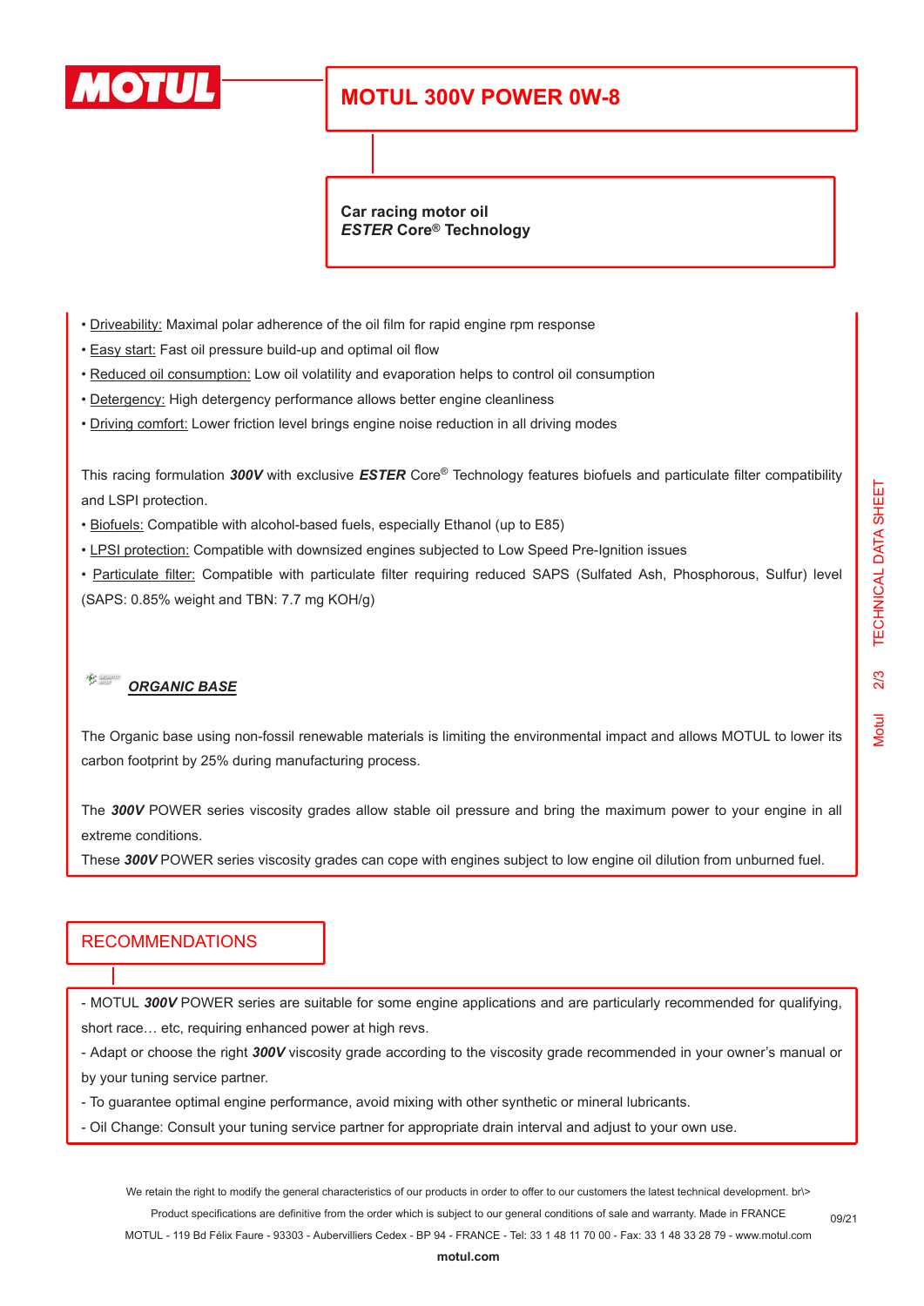# MOTUL 300V POWER 0W-8

**Car racing motor oil**
***ESTER* Core® Technology**

- Driveability: Maximal polar adherence of the oil film for rapid engine rpm response
- Easy start: Fast oil pressure build-up and optimal oil flow
- Reduced oil consumption: Low oil volatility and evaporation helps to control oil consumption
- Detergency: High detergency performance allows better engine cleanliness
- Driving comfort: Lower friction level brings engine noise reduction in all driving modes

This racing formulation ***300V*** with exclusive ***ESTER*** Core® Technology features biofuels and particulate filter compatibility and LSPI protection.

- Biofuels: Compatible with alcohol-based fuels, especially Ethanol (up to E85)
- LPSI protection: Compatible with downsized engines subjected to Low Speed Pre-Ignition issues
- Particulate filter: Compatible with particulate filter requiring reduced SAPS (Sulfated Ash, Phosphorous, Sulfur) level (SAPS: 0.85% weight and TBN: 7.7 mg KOH/g)

***ORGANIC BASE***

The Organic base using non-fossil renewable materials is limiting the environmental impact and allows MOTUL to lower its carbon footprint by 25% during manufacturing process.

The ***300V*** POWER series viscosity grades allow stable oil pressure and bring the maximum power to your engine in all extreme conditions.
These ***300V*** POWER series viscosity grades can cope with engines subject to low engine oil dilution from unburned fuel.

## RECOMMENDATIONS

- MOTUL ***300V*** POWER series are suitable for some engine applications and are particularly recommended for qualifying, short race… etc, requiring enhanced power at high revs.
- Adapt or choose the right ***300V*** viscosity grade according to the viscosity grade recommended in your owner's manual or by your tuning service partner.
- To guarantee optimal engine performance, avoid mixing with other synthetic or mineral lubricants.
- Oil Change: Consult your tuning service partner for appropriate drain interval and adjust to your own use.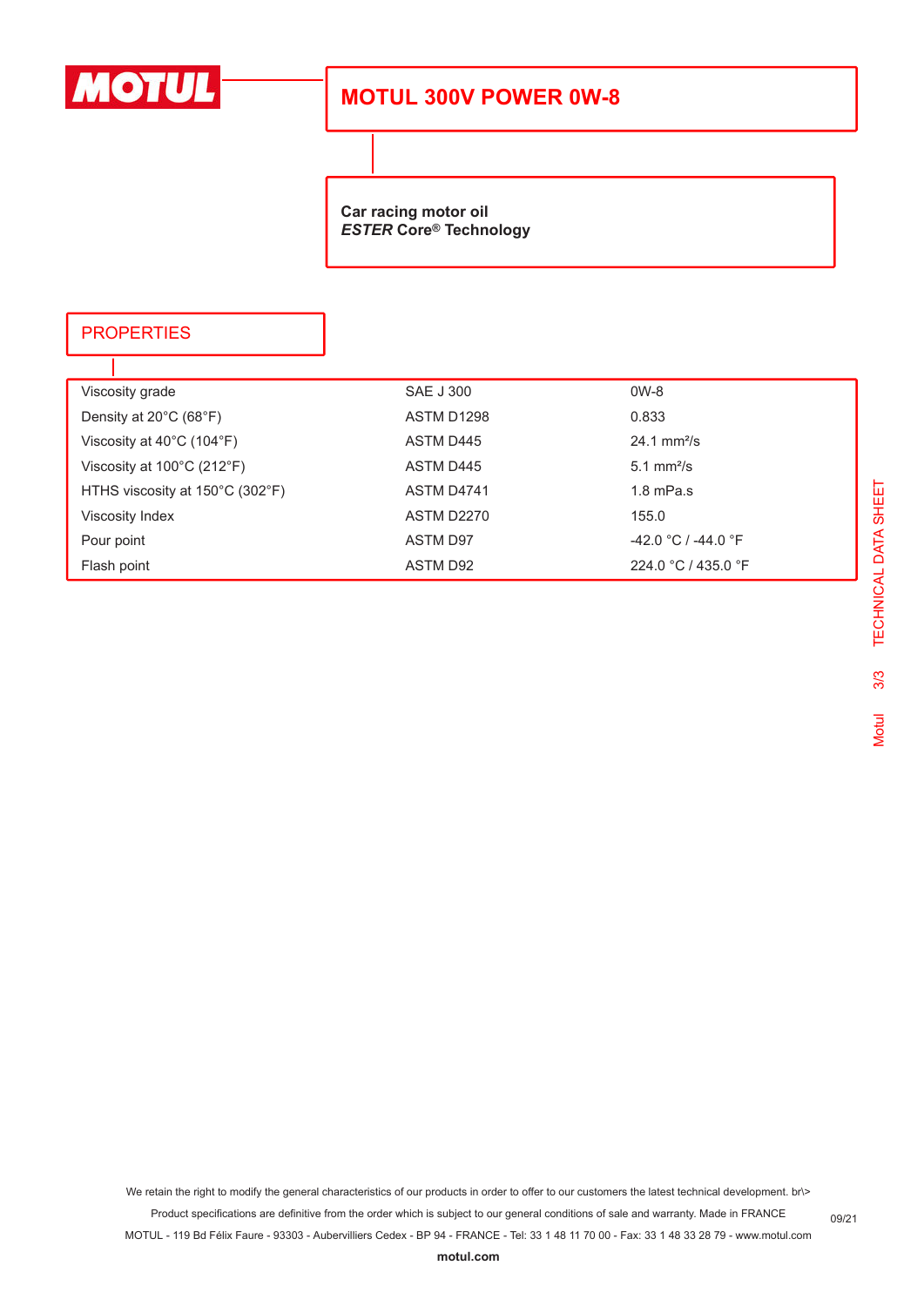# MOTUL 300V POWER 0W-8

**Car racing motor oil**
***ESTER* Core® Technology**

## PROPERTIES

| | | |
|---|---|---|
| Viscosity grade | SAE J 300 | 0W-8 |
| Density at 20°C (68°F) | ASTM D1298 | 0.833 |
| Viscosity at 40°C (104°F) | ASTM D445 | 24.1 mm²/s |
| Viscosity at 100°C (212°F) | ASTM D445 | 5.1 mm²/s |
| HTHS viscosity at 150°C (302°F) | ASTM D4741 | 1.8 mPa.s |
| Viscosity Index | ASTM D2270 | 155.0 |
| Pour point | ASTM D97 | -42.0 °C / -44.0 °F |
| Flash point | ASTM D92 | 224.0 °C / 435.0 °F |

We retain the right to modify the general characteristics of our products in order to offer to our customers the latest technical development. br\>
Product specifications are definitive from the order which is subject to our general conditions of sale and warranty. Made in FRANCE

MOTUL - 119 Bd Félix Faure - 93303 - Aubervilliers Cedex - BP 94 - FRANCE - Tel: 33 1 48 11 70 00 - Fax: 33 1 48 33 28 79 - www.motul.com

09/21

**motul.com**